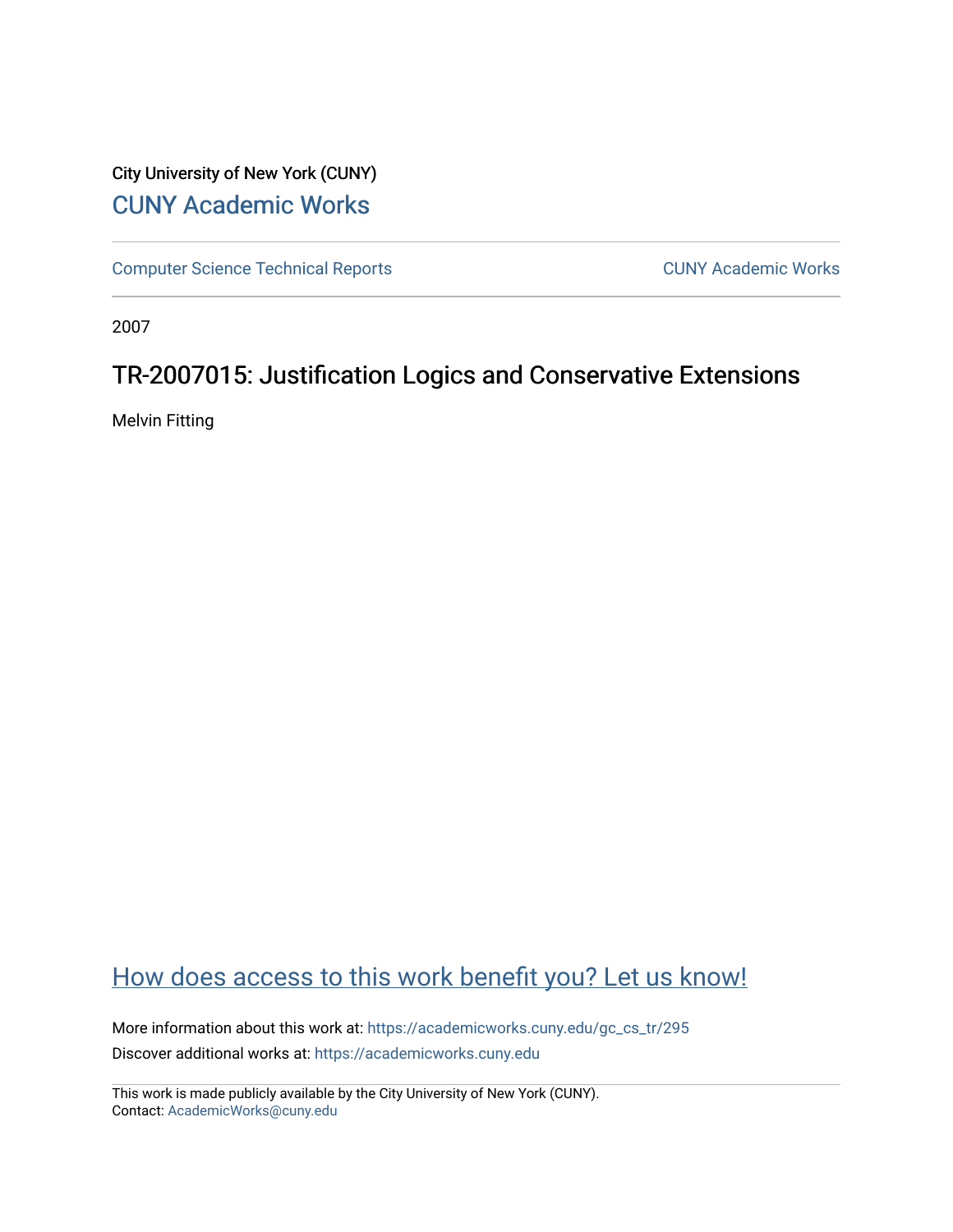City University of New York (CUNY)

[CUNY Academic Works](https://academicworks.cuny.edu)

[Computer Science Technical Reports](https://academicworks.cuny.edu/gc_cs_tr) | [CUNY Academic Works](https://academicworks.cuny.edu)

2007

# TR-2007015: Justification Logics and Conservative Extensions

Melvin Fitting

[How does access to this work benefit you? Let us know!](https://ols.cuny.edu/academicworks/?ref=https://academicworks.cuny.edu/gc_cs_tr/295)

More information about this work at: https://academicworks.cuny.edu/gc_cs_tr/295

Discover additional works at: https://academicworks.cuny.edu

This work is made publicly available by the City University of New York (CUNY).
Contact: AcademicWorks@cuny.edu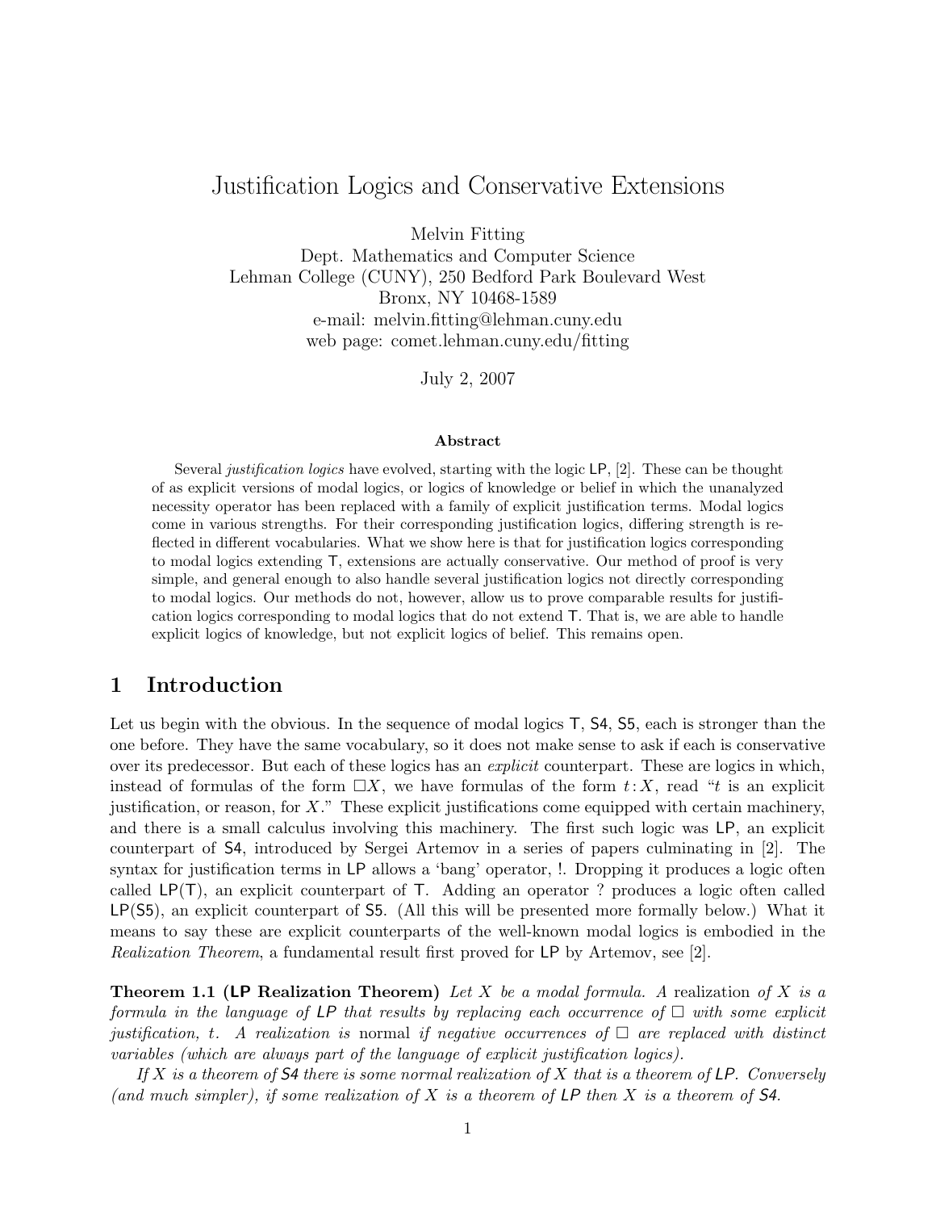# Justification Logics and Conservative Extensions

Melvin Fitting
Dept. Mathematics and Computer Science
Lehman College (CUNY), 250 Bedford Park Boulevard West
Bronx, NY 10468-1589
e-mail: melvin.fitting@lehman.cuny.edu
web page: comet.lehman.cuny.edu/fitting

July 2, 2007

**Abstract**

Several *justification logics* have evolved, starting with the logic LP, [2]. These can be thought of as explicit versions of modal logics, or logics of knowledge or belief in which the unanalyzed necessity operator has been replaced with a family of explicit justification terms. Modal logics come in various strengths. For their corresponding justification logics, differing strength is reflected in different vocabularies. What we show here is that for justification logics corresponding to modal logics extending T, extensions are actually conservative. Our method of proof is very simple, and general enough to also handle several justification logics not directly corresponding to modal logics. Our methods do not, however, allow us to prove comparable results for justification logics corresponding to modal logics that do not extend T. That is, we are able to handle explicit logics of knowledge, but not explicit logics of belief. This remains open.

## 1 Introduction

Let us begin with the obvious. In the sequence of modal logics T, S4, S5, each is stronger than the one before. They have the same vocabulary, so it does not make sense to ask if each is conservative over its predecessor. But each of these logics has an *explicit* counterpart. These are logics in which, instead of formulas of the form $\Box X$, we have formulas of the form $t : X$, read "$t$ is an explicit justification, or reason, for $X$." These explicit justifications come equipped with certain machinery, and there is a small calculus involving this machinery. The first such logic was LP, an explicit counterpart of S4, introduced by Sergei Artemov in a series of papers culminating in [2]. The syntax for justification terms in LP allows a 'bang' operator, !. Dropping it produces a logic often called LP(T), an explicit counterpart of T. Adding an operator ? produces a logic often called LP(S5), an explicit counterpart of S5. (All this will be presented more formally below.) What it means to say these are explicit counterparts of the well-known modal logics is embodied in the *Realization Theorem*, a fundamental result first proved for LP by Artemov, see [2].

**Theorem 1.1 (LP Realization Theorem)** *Let $X$ be a modal formula. A* realization *of $X$ is a formula in the language of LP that results by replacing each occurrence of $\Box$ with some explicit justification, $t$. A realization is* normal *if negative occurrences of $\Box$ are replaced with distinct variables (which are always part of the language of explicit justification logics).*

*If $X$ is a theorem of S4 there is some normal realization of $X$ that is a theorem of LP. Conversely (and much simpler), if some realization of $X$ is a theorem of LP then $X$ is a theorem of S4.*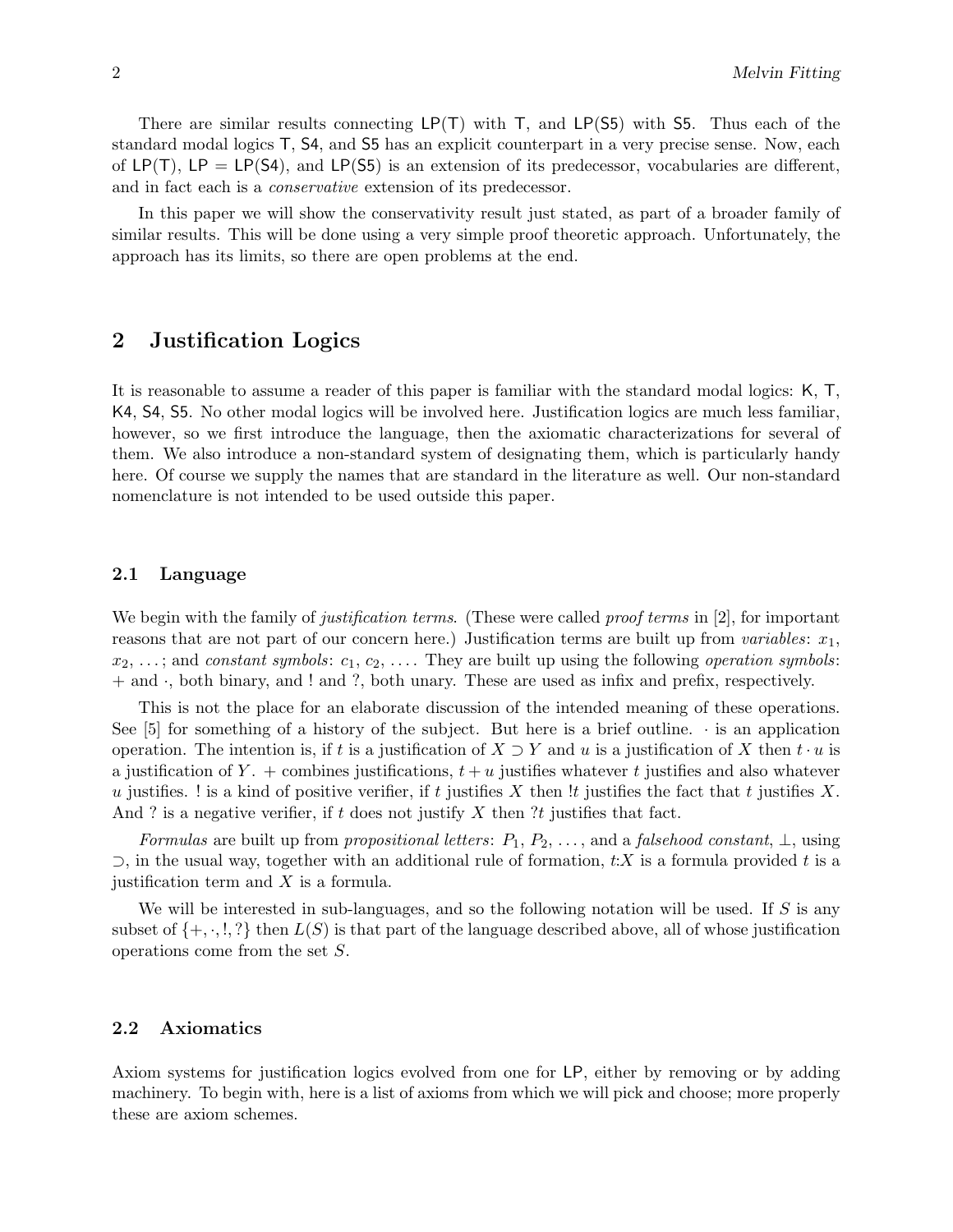There are similar results connecting LP(T) with T, and LP(S5) with S5. Thus each of the standard modal logics T, S4, and S5 has an explicit counterpart in a very precise sense. Now, each of LP(T), LP = LP(S4), and LP(S5) is an extension of its predecessor, vocabularies are different, and in fact each is a *conservative* extension of its predecessor.

In this paper we will show the conservativity result just stated, as part of a broader family of similar results. This will be done using a very simple proof theoretic approach. Unfortunately, the approach has its limits, so there are open problems at the end.

## 2 Justification Logics

It is reasonable to assume a reader of this paper is familiar with the standard modal logics: K, T, K4, S4, S5. No other modal logics will be involved here. Justification logics are much less familiar, however, so we first introduce the language, then the axiomatic characterizations for several of them. We also introduce a non-standard system of designating them, which is particularly handy here. Of course we supply the names that are standard in the literature as well. Our non-standard nomenclature is not intended to be used outside this paper.

### 2.1 Language

We begin with the family of *justification terms*. (These were called *proof terms* in [2], for important reasons that are not part of our concern here.) Justification terms are built up from *variables*: $x_1$, $x_2$, ...; and *constant symbols*: $c_1$, $c_2$, .... They are built up using the following *operation symbols*: $+$ and $\cdot$, both binary, and ! and ?, both unary. These are used as infix and prefix, respectively.

This is not the place for an elaborate discussion of the intended meaning of these operations. See [5] for something of a history of the subject. But here is a brief outline. $\cdot$ is an application operation. The intention is, if $t$ is a justification of $X \supset Y$ and $u$ is a justification of $X$ then $t \cdot u$ is a justification of $Y$. $+$ combines justifications, $t + u$ justifies whatever $t$ justifies and also whatever $u$ justifies. ! is a kind of positive verifier, if $t$ justifies $X$ then $!t$ justifies the fact that $t$ justifies $X$. And ? is a negative verifier, if $t$ does not justify $X$ then $?t$ justifies that fact.

*Formulas* are built up from *propositional letters*: $P_1$, $P_2$, ..., and a *falsehood constant*, $\bot$, using $\supset$, in the usual way, together with an additional rule of formation, $t{:}X$ is a formula provided $t$ is a justification term and $X$ is a formula.

We will be interested in sub-languages, and so the following notation will be used. If $S$ is any subset of $\{+, \cdot, !, ?\}$ then $L(S)$ is that part of the language described above, all of whose justification operations come from the set $S$.

### 2.2 Axiomatics

Axiom systems for justification logics evolved from one for LP, either by removing or by adding machinery. To begin with, here is a list of axioms from which we will pick and choose; more properly these are axiom schemes.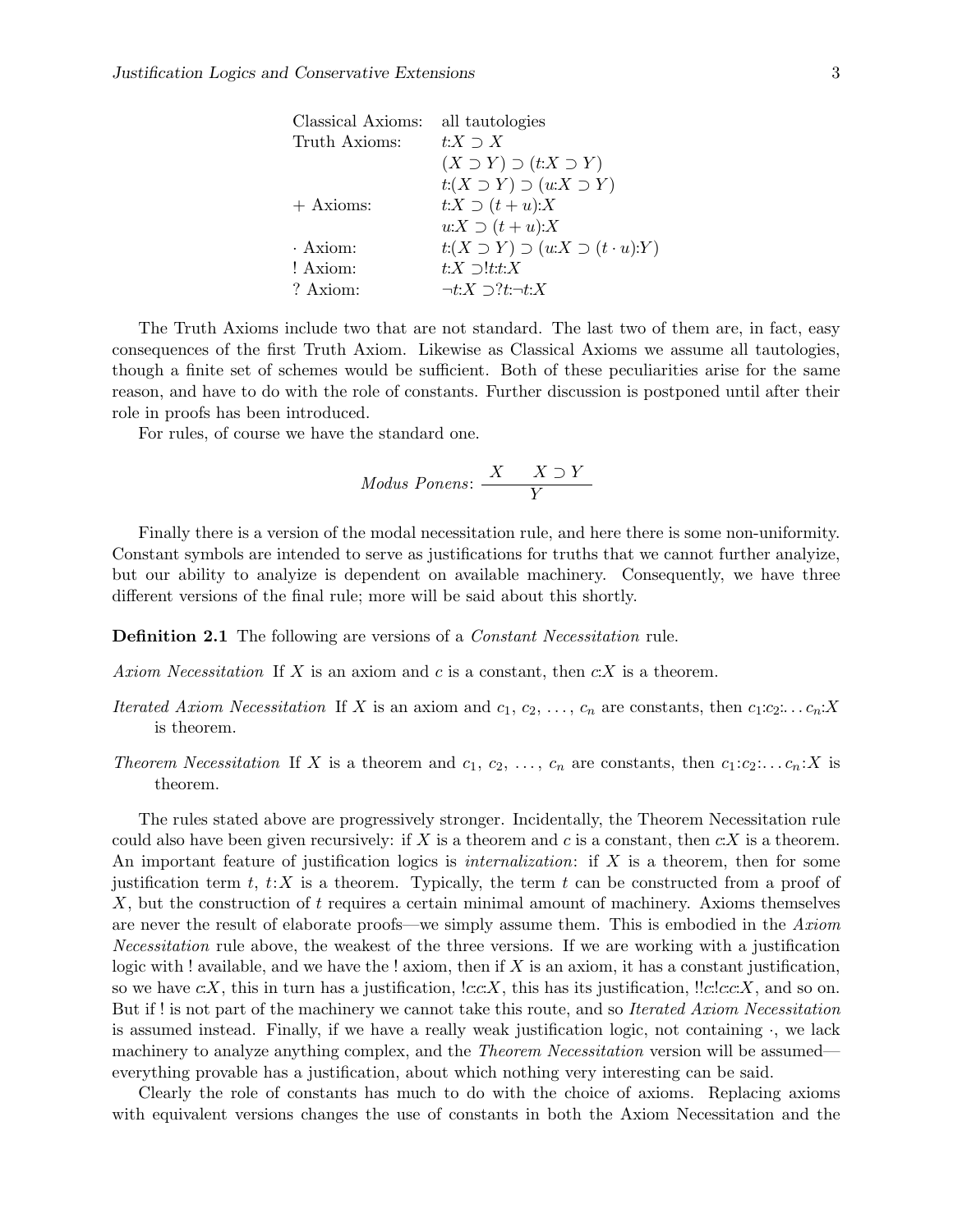| | |
|---|---|
| Classical Axioms: | all tautologies |
| Truth Axioms: | $t{:}X \supset X$ |
| | $(X \supset Y) \supset (t{:}X \supset Y)$ |
| | $t{:}(X \supset Y) \supset (u{:}X \supset Y)$ |
| + Axioms: | $t{:}X \supset (t+u){:}X$ |
| | $u{:}X \supset (t+u){:}X$ |
| $\cdot$ Axiom: | $t{:}(X \supset Y) \supset (u{:}X \supset (t \cdot u){:}Y)$ |
| ! Axiom: | $t{:}X \supset !t{:}t{:}X$ |
| ? Axiom: | $\neg t{:}X \supset ?t{:}\neg t{:}X$ |

The Truth Axioms include two that are not standard. The last two of them are, in fact, easy consequences of the first Truth Axiom. Likewise as Classical Axioms we assume all tautologies, though a finite set of schemes would be sufficient. Both of these peculiarities arise for the same reason, and have to do with the role of constants. Further discussion is postponed until after their role in proofs has been introduced.

For rules, of course we have the standard one.

$$\textit{Modus Ponens}: \ \frac{X \qquad X \supset Y}{Y}$$

Finally there is a version of the modal necessitation rule, and here there is some non-uniformity. Constant symbols are intended to serve as justifications for truths that we cannot further analyze, but our ability to analyze is dependent on available machinery. Consequently, we have three different versions of the final rule; more will be said about this shortly.

**Definition 2.1** The following are versions of a *Constant Necessitation* rule.

*Axiom Necessitation* If $X$ is an axiom and $c$ is a constant, then $c{:}X$ is a theorem.

*Iterated Axiom Necessitation* If $X$ is an axiom and $c_1, c_2, \ldots, c_n$ are constants, then $c_1{:}c_2{:}\ldots c_n{:}X$ is theorem.

*Theorem Necessitation* If $X$ is a theorem and $c_1, c_2, \ldots, c_n$ are constants, then $c_1{:}c_2{:}\ldots c_n{:}X$ is theorem.

The rules stated above are progressively stronger. Incidentally, the Theorem Necessitation rule could also have been given recursively: if $X$ is a theorem and $c$ is a constant, then $c{:}X$ is a theorem. An important feature of justification logics is *internalization*: if $X$ is a theorem, then for some justification term $t$, $t{:}X$ is a theorem. Typically, the term $t$ can be constructed from a proof of $X$, but the construction of $t$ requires a certain minimal amount of machinery. Axioms themselves are never the result of elaborate proofs—we simply assume them. This is embodied in the *Axiom Necessitation* rule above, the weakest of the three versions. If we are working with a justification logic with ! available, and we have the ! axiom, then if $X$ is an axiom, it has a constant justification, so we have $c{:}X$, this in turn has a justification, $!c{:}c{:}X$, this has its justification, $!!c{:}!c{:}c{:}X$, and so on. But if ! is not part of the machinery we cannot take this route, and so *Iterated Axiom Necessitation* is assumed instead. Finally, if we have a really weak justification logic, not containing $\cdot$, we lack machinery to analyze anything complex, and the *Theorem Necessitation* version will be assumed—everything provable has a justification, about which nothing very interesting can be said.

Clearly the role of constants has much to do with the choice of axioms. Replacing axioms with equivalent versions changes the use of constants in both the Axiom Necessitation and the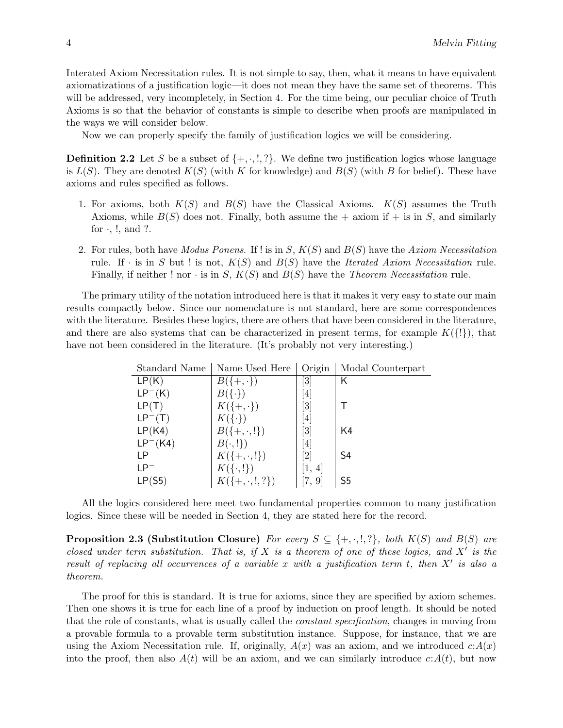Interated Axiom Necessitation rules. It is not simple to say, then, what it means to have equivalent axiomatizations of a justification logic—it does not mean they have the same set of theorems. This will be addressed, very incompletely, in Section 4. For the time being, our peculiar choice of Truth Axioms is so that the behavior of constants is simple to describe when proofs are manipulated in the ways we will consider below.

Now we can properly specify the family of justification logics we will be considering.

**Definition 2.2** Let $S$ be a subset of $\{+, \cdot, !, ?\}$. We define two justification logics whose language is $L(S)$. They are denoted $K(S)$ (with $K$ for knowledge) and $B(S)$ (with $B$ for belief). These have axioms and rules specified as follows.

1. For axioms, both $K(S)$ and $B(S)$ have the Classical Axioms. $K(S)$ assumes the Truth Axioms, while $B(S)$ does not. Finally, both assume the $+$ axiom if $+$ is in $S$, and similarly for $\cdot$, $!$, and $?$.

2. For rules, both have *Modus Ponens*. If $!$ is in $S$, $K(S)$ and $B(S)$ have the *Axiom Necessitation* rule. If $\cdot$ is in $S$ but $!$ is not, $K(S)$ and $B(S)$ have the *Iterated Axiom Necessitation* rule. Finally, if neither $!$ nor $\cdot$ is in $S$, $K(S)$ and $B(S)$ have the *Theorem Necessitation* rule.

The primary utility of the notation introduced here is that it makes it very easy to state our main results compactly below. Since our nomenclature is not standard, here are some correspondences with the literature. Besides these logics, there are others that have been considered in the literature, and there are also systems that can be characterized in present terms, for example $K(\{!\})$, that have not been considered in the literature. (It's probably not very interesting.)

| Standard Name | Name Used Here | Origin | Modal Counterpart |
|---|---|---|---|
| LP(K) | $B(\{+, \cdot\})$ | [3] | K |
| $\mathsf{LP}^-$(K) | $B(\{\cdot\})$ | [4] | |
| LP(T) | $K(\{+, \cdot\})$ | [3] | T |
| $\mathsf{LP}^-$(T) | $K(\{\cdot\})$ | [4] | |
| LP(K4) | $B(\{+, \cdot, !\})$ | [3] | K4 |
| $\mathsf{LP}^-$(K4) | $B(\cdot, !\})$ | [4] | |
| LP | $K(\{+, \cdot, !\})$ | [2] | S4 |
| $\mathsf{LP}^-$ | $K(\{\cdot, !\})$ | [1, 4] | |
| LP(S5) | $K(\{+, \cdot, !, ?\})$ | [7, 9] | S5 |

All the logics considered here meet two fundamental properties common to many justification logics. Since these will be needed in Section 4, they are stated here for the record.

**Proposition 2.3 (Substitution Closure)** *For every $S \subseteq \{+, \cdot, !, ?\}$, both $K(S)$ and $B(S)$ are closed under term substitution. That is, if $X$ is a theorem of one of these logics, and $X'$ is the result of replacing all occurrences of a variable $x$ with a justification term $t$, then $X'$ is also a theorem.*

The proof for this is standard. It is true for axioms, since they are specified by axiom schemes. Then one shows it is true for each line of a proof by induction on proof length. It should be noted that the role of constants, what is usually called the *constant specification*, changes in moving from a provable formula to a provable term substitution instance. Suppose, for instance, that we are using the Axiom Necessitation rule. If, originally, $A(x)$ was an axiom, and we introduced $c{:}A(x)$ into the proof, then also $A(t)$ will be an axiom, and we can similarly introduce $c{:}A(t)$, but now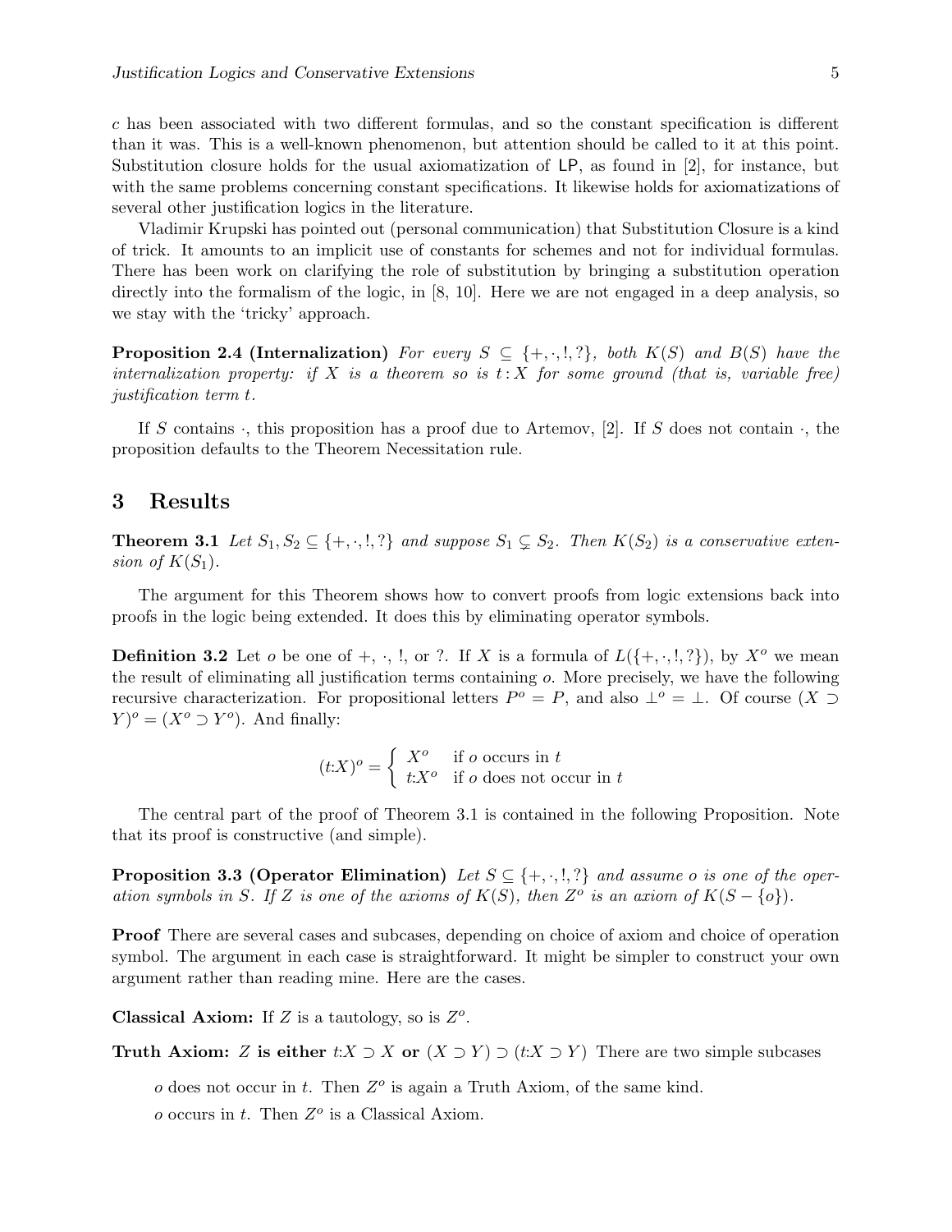$c$ has been associated with two different formulas, and so the constant specification is different than it was. This is a well-known phenomenon, but attention should be called to it at this point. Substitution closure holds for the usual axiomatization of LP, as found in [2], for instance, but with the same problems concerning constant specifications. It likewise holds for axiomatizations of several other justification logics in the literature.

Vladimir Krupski has pointed out (personal communication) that Substitution Closure is a kind of trick. It amounts to an implicit use of constants for schemes and not for individual formulas. There has been work on clarifying the role of substitution by bringing a substitution operation directly into the formalism of the logic, in [8, 10]. Here we are not engaged in a deep analysis, so we stay with the 'tricky' approach.

**Proposition 2.4 (Internalization)** *For every $S \subseteq \{+, \cdot, !, ?\}$, both $K(S)$ and $B(S)$ have the internalization property: if $X$ is a theorem so is $t : X$ for some ground (that is, variable free) justification term $t$.*

If $S$ contains $\cdot$, this proposition has a proof due to Artemov, [2]. If $S$ does not contain $\cdot$, the proposition defaults to the Theorem Necessitation rule.

## 3 Results

**Theorem 3.1** *Let $S_1, S_2 \subseteq \{+, \cdot, !, ?\}$ and suppose $S_1 \subsetneq S_2$. Then $K(S_2)$ is a conservative extension of $K(S_1)$.*

The argument for this Theorem shows how to convert proofs from logic extensions back into proofs in the logic being extended. It does this by eliminating operator symbols.

**Definition 3.2** Let $o$ be one of $+$, $\cdot$, $!$, or $?$. If $X$ is a formula of $L(\{+, \cdot, !, ?\})$, by $X^o$ we mean the result of eliminating all justification terms containing $o$. More precisely, we have the following recursive characterization. For propositional letters $P^o = P$, and also $\bot^o = \bot$. Of course $(X \supset Y)^o = (X^o \supset Y^o)$. And finally:

$$(t{:}X)^o = \begin{cases} X^o & \text{if } o \text{ occurs in } t \\ t{:}X^o & \text{if } o \text{ does not occur in } t \end{cases}$$

The central part of the proof of Theorem 3.1 is contained in the following Proposition. Note that its proof is constructive (and simple).

**Proposition 3.3 (Operator Elimination)** *Let $S \subseteq \{+, \cdot, !, ?\}$ and assume $o$ is one of the operation symbols in $S$. If $Z$ is one of the axioms of $K(S)$, then $Z^o$ is an axiom of $K(S - \{o\})$.*

**Proof** There are several cases and subcases, depending on choice of axiom and choice of operation symbol. The argument in each case is straightforward. It might be simpler to construct your own argument rather than reading mine. Here are the cases.

**Classical Axiom:** If $Z$ is a tautology, so is $Z^o$.

**Truth Axiom:** $Z$ **is either** $t{:}X \supset X$ **or** $(X \supset Y) \supset (t{:}X \supset Y)$ There are two simple subcases

$o$ does not occur in $t$. Then $Z^o$ is again a Truth Axiom, of the same kind.

$o$ occurs in $t$. Then $Z^o$ is a Classical Axiom.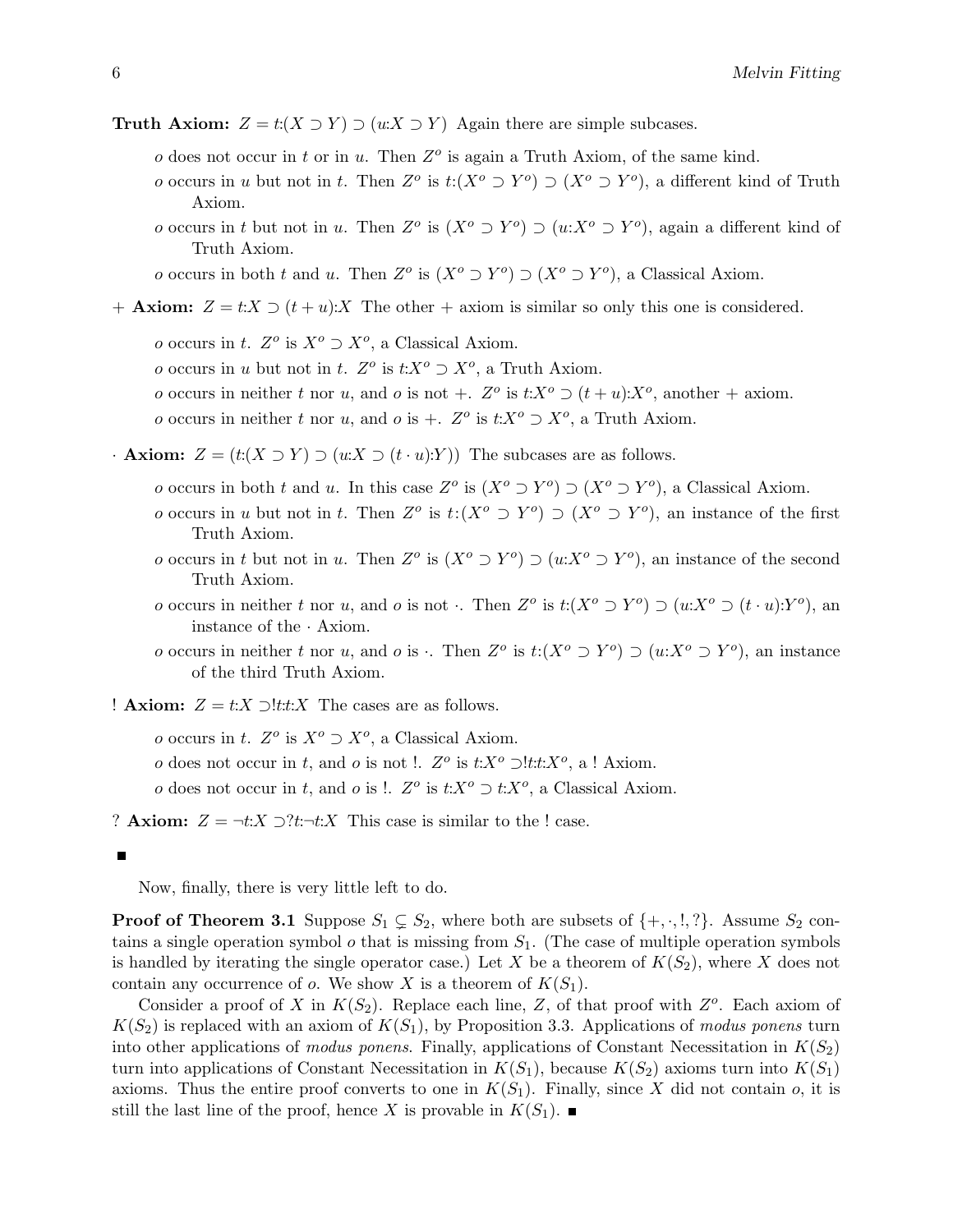**Truth Axiom:** $Z = t{:}(X \supset Y) \supset (u{:}X \supset Y)$ Again there are simple subcases.

- $o$ does not occur in $t$ or in $u$. Then $Z^o$ is again a Truth Axiom, of the same kind.
- $o$ occurs in $u$ but not in $t$. Then $Z^o$ is $t{:}(X^o \supset Y^o) \supset (X^o \supset Y^o)$, a different kind of Truth Axiom.
- $o$ occurs in $t$ but not in $u$. Then $Z^o$ is $(X^o \supset Y^o) \supset (u{:}X^o \supset Y^o)$, again a different kind of Truth Axiom.
- $o$ occurs in both $t$ and $u$. Then $Z^o$ is $(X^o \supset Y^o) \supset (X^o \supset Y^o)$, a Classical Axiom.

**$+$ Axiom:** $Z = t{:}X \supset (t+u){:}X$ The other $+$ axiom is similar so only this one is considered.

- $o$ occurs in $t$. $Z^o$ is $X^o \supset X^o$, a Classical Axiom.
- $o$ occurs in $u$ but not in $t$. $Z^o$ is $t{:}X^o \supset X^o$, a Truth Axiom.
- $o$ occurs in neither $t$ nor $u$, and $o$ is not $+$. $Z^o$ is $t{:}X^o \supset (t+u){:}X^o$, another $+$ axiom.
- $o$ occurs in neither $t$ nor $u$, and $o$ is $+$. $Z^o$ is $t{:}X^o \supset X^o$, a Truth Axiom.

**$\cdot$ Axiom:** $Z = (t{:}(X \supset Y) \supset (u{:}X \supset (t \cdot u){:}Y))$ The subcases are as follows.

- $o$ occurs in both $t$ and $u$. In this case $Z^o$ is $(X^o \supset Y^o) \supset (X^o \supset Y^o)$, a Classical Axiom.
- $o$ occurs in $u$ but not in $t$. Then $Z^o$ is $t{:}(X^o \supset Y^o) \supset (X^o \supset Y^o)$, an instance of the first Truth Axiom.
- $o$ occurs in $t$ but not in $u$. Then $Z^o$ is $(X^o \supset Y^o) \supset (u{:}X^o \supset Y^o)$, an instance of the second Truth Axiom.
- $o$ occurs in neither $t$ nor $u$, and $o$ is not $\cdot$. Then $Z^o$ is $t{:}(X^o \supset Y^o) \supset (u{:}X^o \supset (t \cdot u){:}Y^o)$, an instance of the $\cdot$ Axiom.
- $o$ occurs in neither $t$ nor $u$, and $o$ is $\cdot$. Then $Z^o$ is $t{:}(X^o \supset Y^o) \supset (u{:}X^o \supset Y^o)$, an instance of the third Truth Axiom.

**! Axiom:** $Z = t{:}X \supset !t{:}t{:}X$ The cases are as follows.

- $o$ occurs in $t$. $Z^o$ is $X^o \supset X^o$, a Classical Axiom.
- $o$ does not occur in $t$, and $o$ is not !. $Z^o$ is $t{:}X^o \supset !t{:}t{:}X^o$, a ! Axiom.
- $o$ does not occur in $t$, and $o$ is !. $Z^o$ is $t{:}X^o \supset t{:}X^o$, a Classical Axiom.

**? Axiom:** $Z = \neg t{:}X \supset ?t{:}\neg t{:}X$ This case is similar to the ! case.

■

Now, finally, there is very little left to do.

**Proof of Theorem 3.1** Suppose $S_1 \subsetneq S_2$, where both are subsets of $\{+, \cdot, !, ?\}$. Assume $S_2$ contains a single operation symbol $o$ that is missing from $S_1$. (The case of multiple operation symbols is handled by iterating the single operator case.) Let $X$ be a theorem of $K(S_2)$, where $X$ does not contain any occurrence of $o$. We show $X$ is a theorem of $K(S_1)$.

Consider a proof of $X$ in $K(S_2)$. Replace each line, $Z$, of that proof with $Z^o$. Each axiom of $K(S_2)$ is replaced with an axiom of $K(S_1)$, by Proposition 3.3. Applications of *modus ponens* turn into other applications of *modus ponens*. Finally, applications of Constant Necessitation in $K(S_2)$ turn into applications of Constant Necessitation in $K(S_1)$, because $K(S_2)$ axioms turn into $K(S_1)$ axioms. Thus the entire proof converts to one in $K(S_1)$. Finally, since $X$ did not contain $o$, it is still the last line of the proof, hence $X$ is provable in $K(S_1)$. ■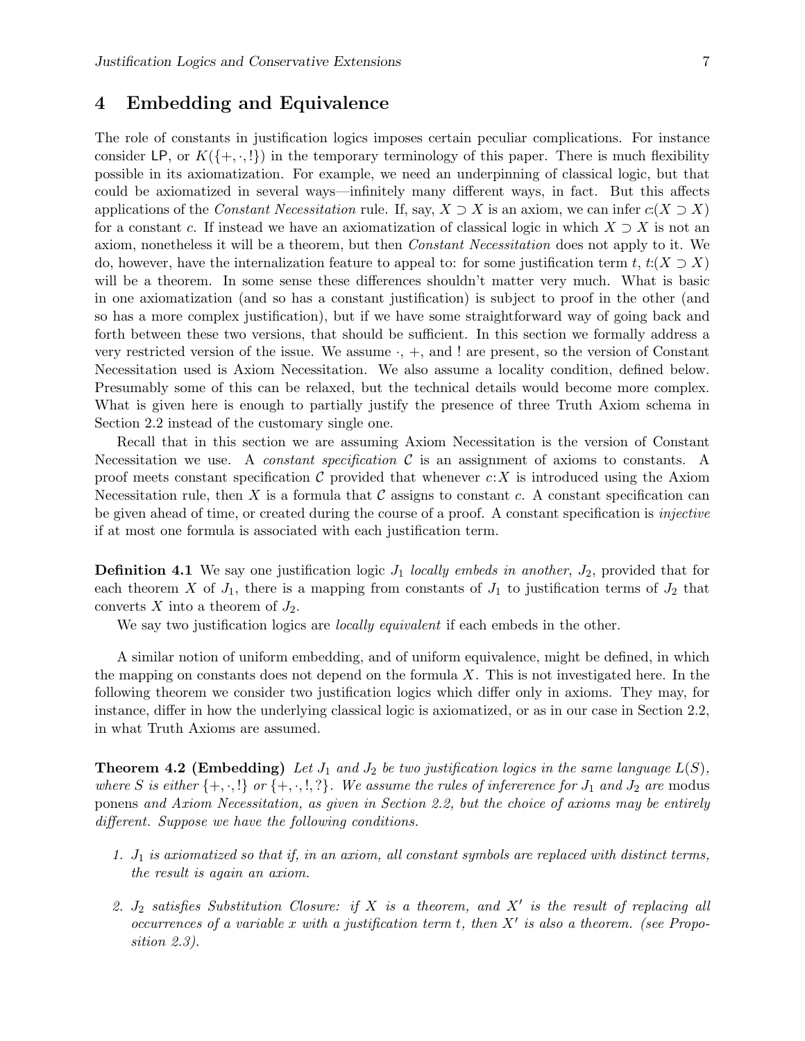## 4 Embedding and Equivalence

The role of constants in justification logics imposes certain peculiar complications. For instance consider LP, or $K(\{+,\cdot,!\})$ in the temporary terminology of this paper. There is much flexibility possible in its axiomatization. For example, we need an underpinning of classical logic, but that could be axiomatized in several ways—infinitely many different ways, in fact. But this affects applications of the *Constant Necessitation* rule. If, say, $X \supset X$ is an axiom, we can infer $c{:}(X \supset X)$ for a constant $c$. If instead we have an axiomatization of classical logic in which $X \supset X$ is not an axiom, nonetheless it will be a theorem, but then *Constant Necessitation* does not apply to it. We do, however, have the internalization feature to appeal to: for some justification term $t$, $t{:}(X \supset X)$ will be a theorem. In some sense these differences shouldn't matter very much. What is basic in one axiomatization (and so has a constant justification) is subject to proof in the other (and so has a more complex justification), but if we have some straightforward way of going back and forth between these two versions, that should be sufficient. In this section we formally address a very restricted version of the issue. We assume $\cdot$, $+$, and $!$ are present, so the version of Constant Necessitation used is Axiom Necessitation. We also assume a locality condition, defined below. Presumably some of this can be relaxed, but the technical details would become more complex. What is given here is enough to partially justify the presence of three Truth Axiom schema in Section 2.2 instead of the customary single one.

Recall that in this section we are assuming Axiom Necessitation is the version of Constant Necessitation we use. A *constant specification* $\mathcal{C}$ is an assignment of axioms to constants. A proof meets constant specification $\mathcal{C}$ provided that whenever $c{:}X$ is introduced using the Axiom Necessitation rule, then $X$ is a formula that $\mathcal{C}$ assigns to constant $c$. A constant specification can be given ahead of time, or created during the course of a proof. A constant specification is *injective* if at most one formula is associated with each justification term.

**Definition 4.1** We say one justification logic $J_1$ *locally embeds in another*, $J_2$, provided that for each theorem $X$ of $J_1$, there is a mapping from constants of $J_1$ to justification terms of $J_2$ that converts $X$ into a theorem of $J_2$.

We say two justification logics are *locally equivalent* if each embeds in the other.

A similar notion of uniform embedding, and of uniform equivalence, might be defined, in which the mapping on constants does not depend on the formula $X$. This is not investigated here. In the following theorem we consider two justification logics which differ only in axioms. They may, for instance, differ in how the underlying classical logic is axiomatized, or as in our case in Section 2.2, in what Truth Axioms are assumed.

**Theorem 4.2 (Embedding)** *Let $J_1$ and $J_2$ be two justification logics in the same language $L(S)$, where $S$ is either $\{+,\cdot,!\}$ or $\{+,\cdot,!,?\}$. We assume the rules of infererence for $J_1$ and $J_2$ are* modus ponens *and Axiom Necessitation, as given in Section 2.2, but the choice of axioms may be entirely different. Suppose we have the following conditions.*

1. *$J_1$ is axiomatized so that if, in an axiom, all constant symbols are replaced with distinct terms, the result is again an axiom.*
2. *$J_2$ satisfies Substitution Closure: if $X$ is a theorem, and $X'$ is the result of replacing all occurrences of a variable $x$ with a justification term $t$, then $X'$ is also a theorem. (see Proposition 2.3).*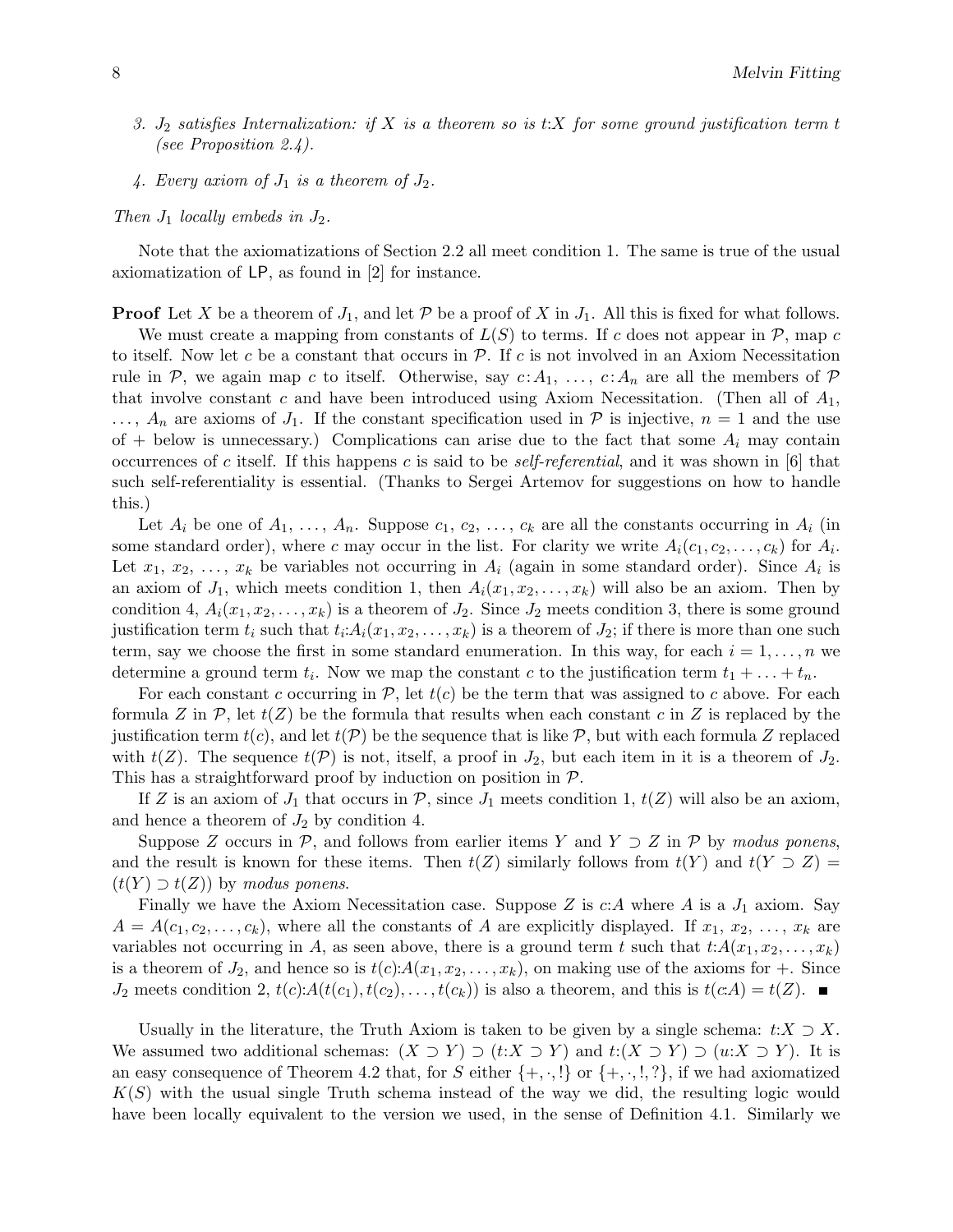3. *$J_2$ satisfies Internalization: if $X$ is a theorem so is $t{:}X$ for some ground justification term $t$ (see Proposition 2.4).*

4. *Every axiom of $J_1$ is a theorem of $J_2$.*

*Then $J_1$ locally embeds in $J_2$.*

Note that the axiomatizations of Section 2.2 all meet condition 1. The same is true of the usual axiomatization of LP, as found in [2] for instance.

**Proof** Let $X$ be a theorem of $J_1$, and let $\mathcal{P}$ be a proof of $X$ in $J_1$. All this is fixed for what follows.

We must create a mapping from constants of $L(S)$ to terms. If $c$ does not appear in $\mathcal{P}$, map $c$ to itself. Now let $c$ be a constant that occurs in $\mathcal{P}$. If $c$ is not involved in an Axiom Necessitation rule in $\mathcal{P}$, we again map $c$ to itself. Otherwise, say $c{:}A_1, \ldots, c{:}A_n$ are all the members of $\mathcal{P}$ that involve constant $c$ and have been introduced using Axiom Necessitation. (Then all of $A_1, \ldots, A_n$ are axioms of $J_1$. If the constant specification used in $\mathcal{P}$ is injective, $n = 1$ and the use of $+$ below is unnecessary.) Complications can arise due to the fact that some $A_i$ may contain occurrences of $c$ itself. If this happens $c$ is said to be *self-referential*, and it was shown in [6] that such self-referentiality is essential. (Thanks to Sergei Artemov for suggestions on how to handle this.)

Let $A_i$ be one of $A_1, \ldots, A_n$. Suppose $c_1, c_2, \ldots, c_k$ are all the constants occurring in $A_i$ (in some standard order), where $c$ may occur in the list. For clarity we write $A_i(c_1, c_2, \ldots, c_k)$ for $A_i$. Let $x_1, x_2, \ldots, x_k$ be variables not occurring in $A_i$ (again in some standard order). Since $A_i$ is an axiom of $J_1$, which meets condition 1, then $A_i(x_1, x_2, \ldots, x_k)$ will also be an axiom. Then by condition 4, $A_i(x_1, x_2, \ldots, x_k)$ is a theorem of $J_2$. Since $J_2$ meets condition 3, there is some ground justification term $t_i$ such that $t_i{:}A_i(x_1, x_2, \ldots, x_k)$ is a theorem of $J_2$; if there is more than one such term, say we choose the first in some standard enumeration. In this way, for each $i = 1, \ldots, n$ we determine a ground term $t_i$. Now we map the constant $c$ to the justification term $t_1 + \ldots + t_n$.

For each constant $c$ occurring in $\mathcal{P}$, let $t(c)$ be the term that was assigned to $c$ above. For each formula $Z$ in $\mathcal{P}$, let $t(Z)$ be the formula that results when each constant $c$ in $Z$ is replaced by the justification term $t(c)$, and let $t(\mathcal{P})$ be the sequence that is like $\mathcal{P}$, but with each formula $Z$ replaced with $t(Z)$. The sequence $t(\mathcal{P})$ is not, itself, a proof in $J_2$, but each item in it is a theorem of $J_2$. This has a straightforward proof by induction on position in $\mathcal{P}$.

If $Z$ is an axiom of $J_1$ that occurs in $\mathcal{P}$, since $J_1$ meets condition 1, $t(Z)$ will also be an axiom, and hence a theorem of $J_2$ by condition 4.

Suppose $Z$ occurs in $\mathcal{P}$, and follows from earlier items $Y$ and $Y \supset Z$ in $\mathcal{P}$ by *modus ponens*, and the result is known for these items. Then $t(Z)$ similarly follows from $t(Y)$ and $t(Y \supset Z) = (t(Y) \supset t(Z))$ by *modus ponens*.

Finally we have the Axiom Necessitation case. Suppose $Z$ is $c{:}A$ where $A$ is a $J_1$ axiom. Say $A = A(c_1, c_2, \ldots, c_k)$, where all the constants of $A$ are explicitly displayed. If $x_1, x_2, \ldots, x_k$ are variables not occurring in $A$, as seen above, there is a ground term $t$ such that $t{:}A(x_1, x_2, \ldots, x_k)$ is a theorem of $J_2$, and hence so is $t(c){:}A(x_1, x_2, \ldots, x_k)$, on making use of the axioms for $+$. Since $J_2$ meets condition 2, $t(c){:}A(t(c_1), t(c_2), \ldots, t(c_k))$ is also a theorem, and this is $t(c{:}A) = t(Z)$. ■

Usually in the literature, the Truth Axiom is taken to be given by a single schema: $t{:}X \supset X$. We assumed two additional schemas: $(X \supset Y) \supset (t{:}X \supset Y)$ and $t{:}(X \supset Y) \supset (u{:}X \supset Y)$. It is an easy consequence of Theorem 4.2 that, for $S$ either $\{+, \cdot, !\}$ or $\{+, \cdot, !, ?\}$, if we had axiomatized $K(S)$ with the usual single Truth schema instead of the way we did, the resulting logic would have been locally equivalent to the version we used, in the sense of Definition 4.1. Similarly we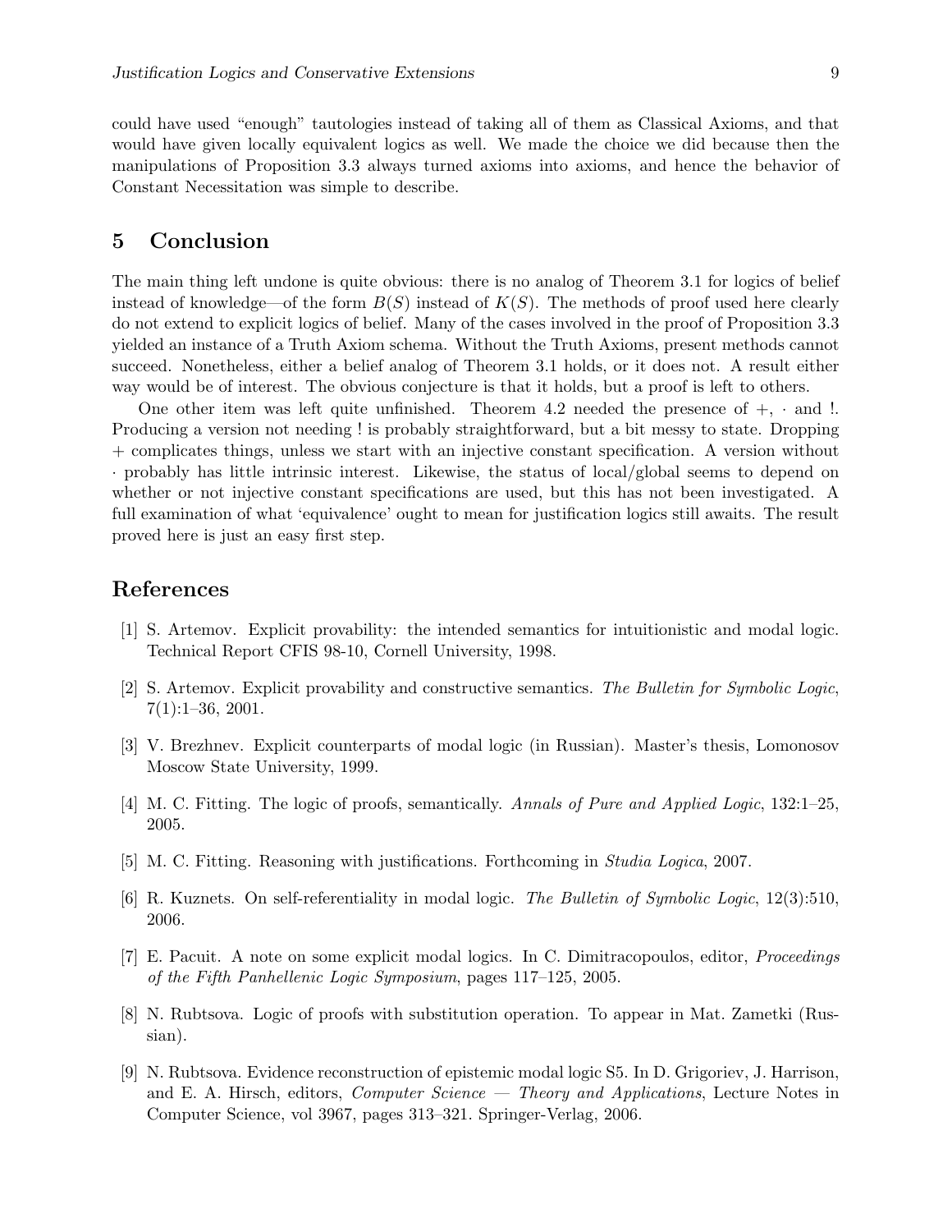could have used “enough” tautologies instead of taking all of them as Classical Axioms, and that would have given locally equivalent logics as well. We made the choice we did because then the manipulations of Proposition 3.3 always turned axioms into axioms, and hence the behavior of Constant Necessitation was simple to describe.

## 5 Conclusion

The main thing left undone is quite obvious: there is no analog of Theorem 3.1 for logics of belief instead of knowledge—of the form $B(S)$ instead of $K(S)$. The methods of proof used here clearly do not extend to explicit logics of belief. Many of the cases involved in the proof of Proposition 3.3 yielded an instance of a Truth Axiom schema. Without the Truth Axioms, present methods cannot succeed. Nonetheless, either a belief analog of Theorem 3.1 holds, or it does not. A result either way would be of interest. The obvious conjecture is that it holds, but a proof is left to others.

One other item was left quite unfinished. Theorem 4.2 needed the presence of $+$, $\cdot$ and $!$. Producing a version not needing $!$ is probably straightforward, but a bit messy to state. Dropping $+$ complicates things, unless we start with an injective constant specification. A version without $\cdot$ probably has little intrinsic interest. Likewise, the status of local/global seems to depend on whether or not injective constant specifications are used, but this has not been investigated. A full examination of what ‘equivalence’ ought to mean for justification logics still awaits. The result proved here is just an easy first step.

## References

[1] S. Artemov. Explicit provability: the intended semantics for intuitionistic and modal logic. Technical Report CFIS 98-10, Cornell University, 1998.

[2] S. Artemov. Explicit provability and constructive semantics. *The Bulletin for Symbolic Logic*, 7(1):1–36, 2001.

[3] V. Brezhnev. Explicit counterparts of modal logic (in Russian). Master’s thesis, Lomonosov Moscow State University, 1999.

[4] M. C. Fitting. The logic of proofs, semantically. *Annals of Pure and Applied Logic*, 132:1–25, 2005.

[5] M. C. Fitting. Reasoning with justifications. Forthcoming in *Studia Logica*, 2007.

[6] R. Kuznets. On self-referentiality in modal logic. *The Bulletin of Symbolic Logic*, 12(3):510, 2006.

[7] E. Pacuit. A note on some explicit modal logics. In C. Dimitracopoulos, editor, *Proceedings of the Fifth Panhellenic Logic Symposium*, pages 117–125, 2005.

[8] N. Rubtsova. Logic of proofs with substitution operation. To appear in Mat. Zametki (Russian).

[9] N. Rubtsova. Evidence reconstruction of epistemic modal logic S5. In D. Grigoriev, J. Harrison, and E. A. Hirsch, editors, *Computer Science — Theory and Applications*, Lecture Notes in Computer Science, vol 3967, pages 313–321. Springer-Verlag, 2006.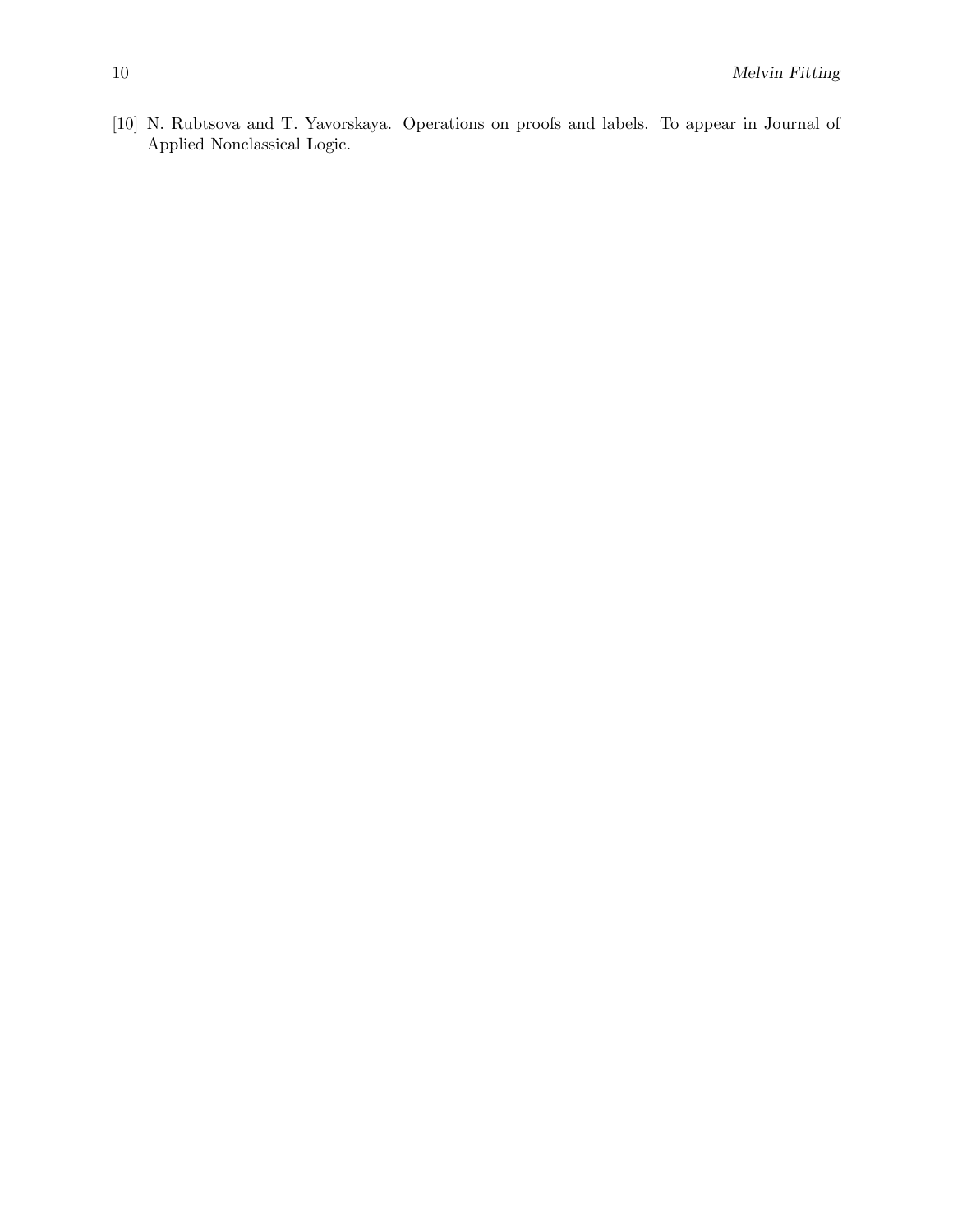[10] N. Rubtsova and T. Yavorskaya. Operations on proofs and labels. To appear in Journal of Applied Nonclassical Logic.